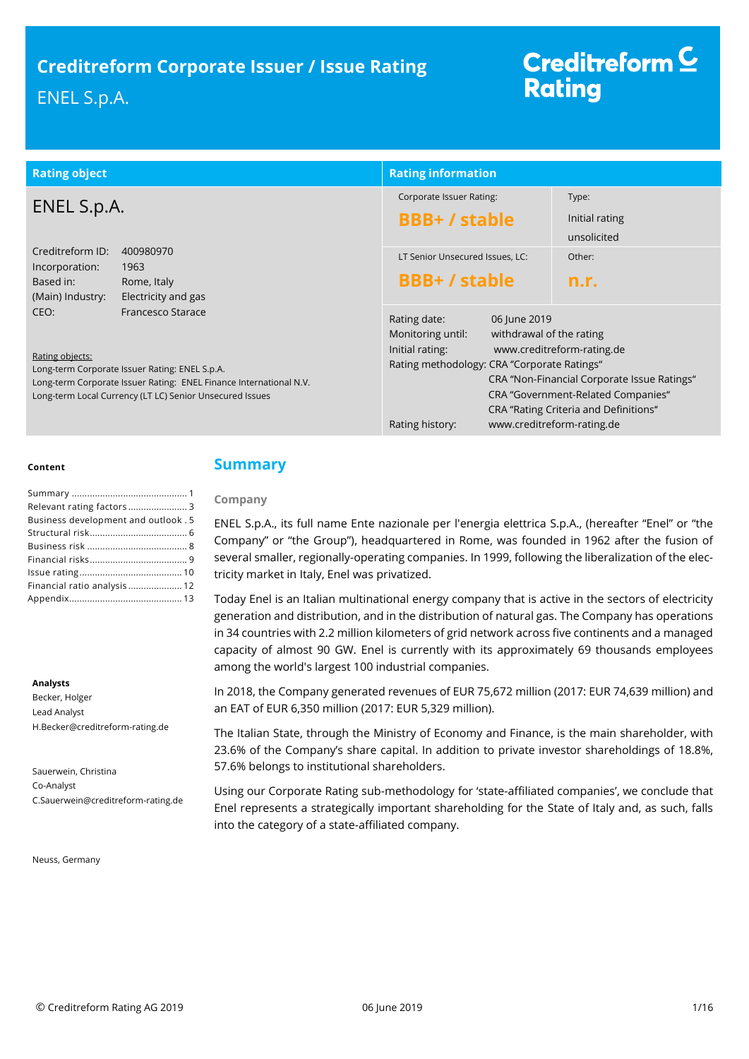# Creditreform Corporate Issuer / Issue Rating

ENEL S.p.A.

Creditreform Rating

| Rating object | |
|---|---|
| **ENEL S.p.A.** | |
| Creditreform ID: | 400980970 |
| Incorporation: | 1963 |
| Based in: | Rome, Italy |
| (Main) Industry: | Electricity and gas |
| CEO: | Francesco Starace |

Rating objects:
Long-term Corporate Issuer Rating: ENEL S.p.A.
Long-term Corporate Issuer Rating: ENEL Finance International N.V.
Long-term Local Currency (LT LC) Senior Unsecured Issues

| Rating information | |
|---|---|
| Corporate Issuer Rating: **BBB+ / stable** | Type: Initial rating unsolicited |
| LT Senior Unsecured Issues, LC: **BBB+ / stable** | Other: **n.r.** |

| | |
|---|---|
| Rating date: | 06 June 2019 |
| Monitoring until: | withdrawal of the rating |
| Initial rating: | www.creditreform-rating.de |
| Rating methodology: | CRA "Corporate Ratings" |
| | CRA "Non-Financial Corporate Issue Ratings" |
| | CRA "Government-Related Companies" |
| | CRA "Rating Criteria and Definitions" |
| Rating history: | www.creditreform-rating.de |

**Content**

Summary ... 1
Relevant rating factors ... 3
Business development and outlook ... 5
Structural risk ... 6
Business risk ... 8
Financial risks ... 9
Issue rating ... 10
Financial ratio analysis ... 12
Appendix ... 13

**Analysts**

Becker, Holger
Lead Analyst
H.Becker@creditreform-rating.de

Sauerwein, Christina
Co-Analyst
C.Sauerwein@creditreform-rating.de

Neuss, Germany

## Summary

### Company

ENEL S.p.A., its full name Ente nazionale per l'energia elettrica S.p.A., (hereafter "Enel" or "the Company" or "the Group"), headquartered in Rome, was founded in 1962 after the fusion of several smaller, regionally-operating companies. In 1999, following the liberalization of the electricity market in Italy, Enel was privatized.

Today Enel is an Italian multinational energy company that is active in the sectors of electricity generation and distribution, and in the distribution of natural gas. The Company has operations in 34 countries with 2.2 million kilometers of grid network across five continents and a managed capacity of almost 90 GW. Enel is currently with its approximately 69 thousands employees among the world's largest 100 industrial companies.

In 2018, the Company generated revenues of EUR 75,672 million (2017: EUR 74,639 million) and an EAT of EUR 6,350 million (2017: EUR 5,329 million).

The Italian State, through the Ministry of Economy and Finance, is the main shareholder, with 23.6% of the Company's share capital. In addition to private investor shareholdings of 18.8%, 57.6% belongs to institutional shareholders.

Using our Corporate Rating sub-methodology for 'state-affiliated companies', we conclude that Enel represents a strategically important shareholding for the State of Italy and, as such, falls into the category of a state-affiliated company.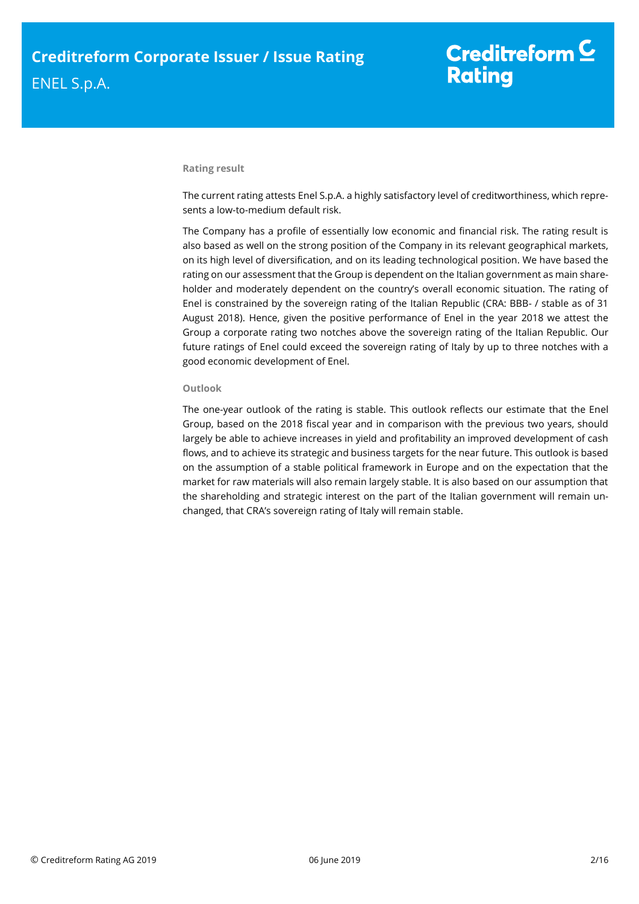## Rating result

The current rating attests Enel S.p.A. a highly satisfactory level of creditworthiness, which represents a low-to-medium default risk.

The Company has a profile of essentially low economic and financial risk. The rating result is also based as well on the strong position of the Company in its relevant geographical markets, on its high level of diversification, and on its leading technological position. We have based the rating on our assessment that the Group is dependent on the Italian government as main shareholder and moderately dependent on the country's overall economic situation. The rating of Enel is constrained by the sovereign rating of the Italian Republic (CRA: BBB- / stable as of 31 August 2018). Hence, given the positive performance of Enel in the year 2018 we attest the Group a corporate rating two notches above the sovereign rating of the Italian Republic. Our future ratings of Enel could exceed the sovereign rating of Italy by up to three notches with a good economic development of Enel.

## Outlook

The one-year outlook of the rating is stable. This outlook reflects our estimate that the Enel Group, based on the 2018 fiscal year and in comparison with the previous two years, should largely be able to achieve increases in yield and profitability an improved development of cash flows, and to achieve its strategic and business targets for the near future. This outlook is based on the assumption of a stable political framework in Europe and on the expectation that the market for raw materials will also remain largely stable. It is also based on our assumption that the shareholding and strategic interest on the part of the Italian government will remain unchanged, that CRA's sovereign rating of Italy will remain stable.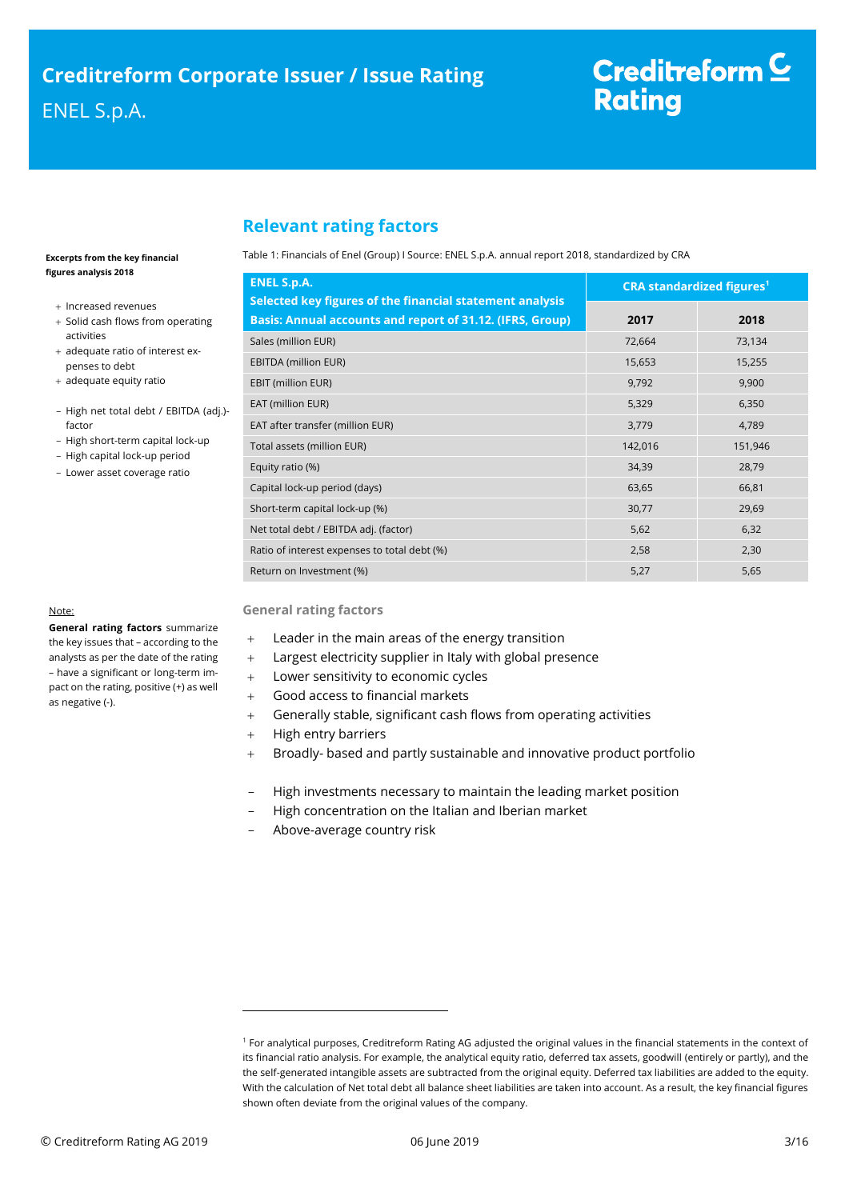## Relevant rating factors

**Excerpts from the key financial figures analysis 2018**

+ Increased revenues
+ Solid cash flows from operating activities
+ adequate ratio of interest expenses to debt
+ adequate equity ratio

- High net total debt / EBITDA (adj.)-factor
- High short-term capital lock-up
- High capital lock-up period
- Lower asset coverage ratio

Table 1: Financials of Enel (Group) I Source: ENEL S.p.A. annual report 2018, standardized by CRA

| ENEL S.p.A. Selected key figures of the financial statement analysis Basis: Annual accounts and report of 31.12. (IFRS, Group) | CRA standardized figures[1] | |
|---|---|---|
| | **2017** | **2018** |
| Sales (million EUR) | 72,664 | 73,134 |
| EBITDA (million EUR) | 15,653 | 15,255 |
| EBIT (million EUR) | 9,792 | 9,900 |
| EAT (million EUR) | 5,329 | 6,350 |
| EAT after transfer (million EUR) | 3,779 | 4,789 |
| Total assets (million EUR) | 142,016 | 151,946 |
| Equity ratio (%) | 34,39 | 28,79 |
| Capital lock-up period (days) | 63,65 | 66,81 |
| Short-term capital lock-up (%) | 30,77 | 29,69 |
| Net total debt / EBITDA adj. (factor) | 5,62 | 6,32 |
| Ratio of interest expenses to total debt (%) | 2,58 | 2,30 |
| Return on Investment (%) | 5,27 | 5,65 |

Note:

**General rating factors** summarize the key issues that – according to the analysts as per the date of the rating – have a significant or long-term impact on the rating, positive (+) as well as negative (-).

### General rating factors

+ Leader in the main areas of the energy transition
+ Largest electricity supplier in Italy with global presence
+ Lower sensitivity to economic cycles
+ Good access to financial markets
+ Generally stable, significant cash flows from operating activities
+ High entry barriers
+ Broadly- based and partly sustainable and innovative product portfolio

- High investments necessary to maintain the leading market position
- High concentration on the Italian and Iberian market
- Above-average country risk

[1] For analytical purposes, Creditreform Rating AG adjusted the original values in the financial statements in the context of its financial ratio analysis. For example, the analytical equity ratio, deferred tax assets, goodwill (entirely or partly), and the the self-generated intangible assets are subtracted from the original equity. Deferred tax liabilities are added to the equity. With the calculation of Net total debt all balance sheet liabilities are taken into account. As a result, the key financial figures shown often deviate from the original values of the company.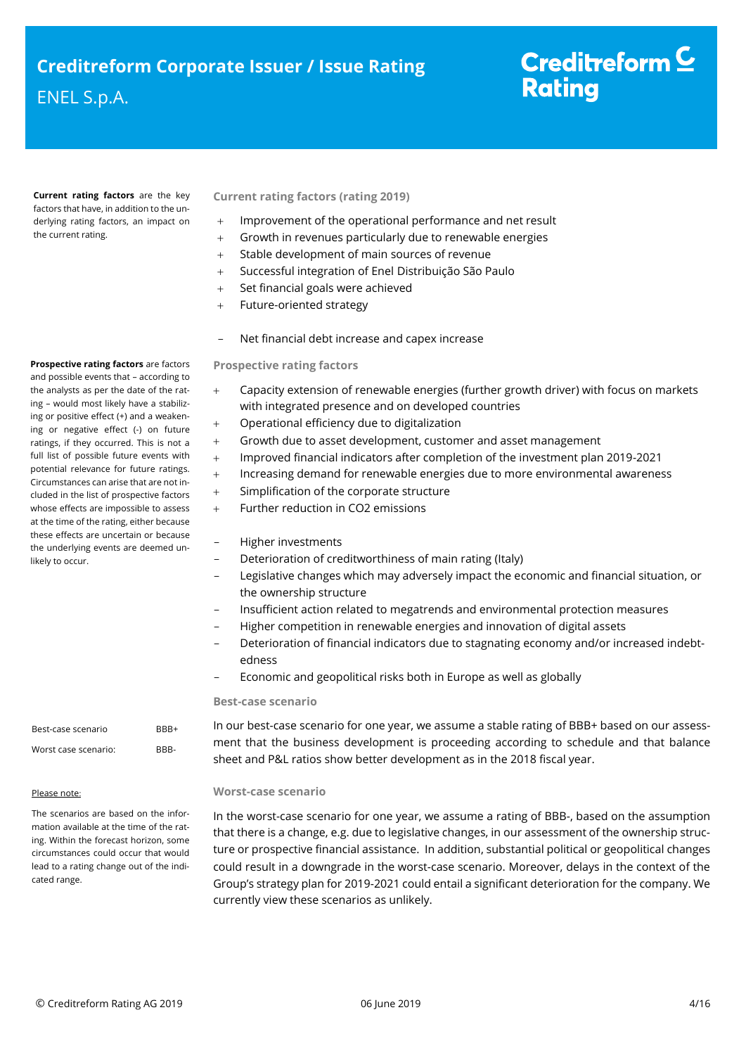**Current rating factors** are the key factors that have, in addition to the underlying rating factors, an impact on the current rating.

### Current rating factors (rating 2019)

+ Improvement of the operational performance and net result
+ Growth in revenues particularly due to renewable energies
+ Stable development of main sources of revenue
+ Successful integration of Enel Distribuição São Paulo
+ Set financial goals were achieved
+ Future-oriented strategy

– Net financial debt increase and capex increase

**Prospective rating factors** are factors and possible events that – according to the analysts as per the date of the rating – would most likely have a stabilizing or positive effect (+) and a weakening or negative effect (-) on future ratings, if they occurred. This is not a full list of possible future events with potential relevance for future ratings. Circumstances can arise that are not included in the list of prospective factors whose effects are impossible to assess at the time of the rating, either because these effects are uncertain or because the underlying events are deemed unlikely to occur.

### Prospective rating factors

+ Capacity extension of renewable energies (further growth driver) with focus on markets with integrated presence and on developed countries
+ Operational efficiency due to digitalization
+ Growth due to asset development, customer and asset management
+ Improved financial indicators after completion of the investment plan 2019-2021
+ Increasing demand for renewable energies due to more environmental awareness
+ Simplification of the corporate structure
+ Further reduction in $CO_2$ emissions

– Higher investments
– Deterioration of creditworthiness of main rating (Italy)
– Legislative changes which may adversely impact the economic and financial situation, or the ownership structure
– Insufficient action related to megatrends and environmental protection measures
– Higher competition in renewable energies and innovation of digital assets
– Deterioration of financial indicators due to stagnating economy and/or increased indebtedness
– Economic and geopolitical risks both in Europe as well as globally

| Best-case scenario | BBB+ |
|---|---|
| Worst case scenario: | BBB- |

Please note:

The scenarios are based on the information available at the time of the rating. Within the forecast horizon, some circumstances could occur that would lead to a rating change out of the indicated range.

### Best-case scenario

In our best-case scenario for one year, we assume a stable rating of BBB+ based on our assessment that the business development is proceeding according to schedule and that balance sheet and P&L ratios show better development as in the 2018 fiscal year.

### Worst-case scenario

In the worst-case scenario for one year, we assume a rating of BBB-, based on the assumption that there is a change, e.g. due to legislative changes, in our assessment of the ownership structure or prospective financial assistance. In addition, substantial political or geopolitical changes could result in a downgrade in the worst-case scenario. Moreover, delays in the context of the Group's strategy plan for 2019-2021 could entail a significant deterioration for the company. We currently view these scenarios as unlikely.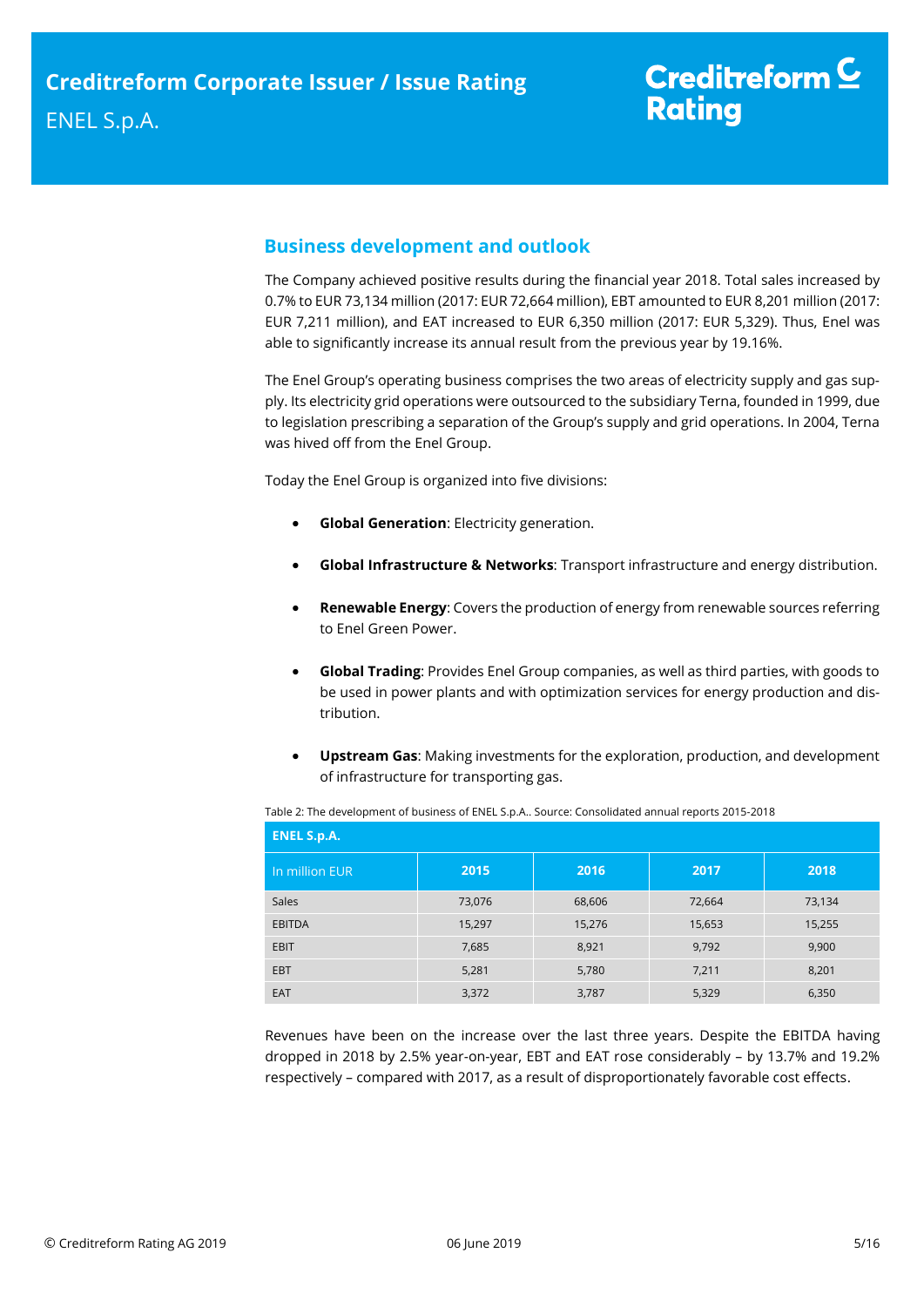## Business development and outlook

The Company achieved positive results during the financial year 2018. Total sales increased by 0.7% to EUR 73,134 million (2017: EUR 72,664 million), EBT amounted to EUR 8,201 million (2017: EUR 7,211 million), and EAT increased to EUR 6,350 million (2017: EUR 5,329). Thus, Enel was able to significantly increase its annual result from the previous year by 19.16%.

The Enel Group's operating business comprises the two areas of electricity supply and gas supply. Its electricity grid operations were outsourced to the subsidiary Terna, founded in 1999, due to legislation prescribing a separation of the Group's supply and grid operations. In 2004, Terna was hived off from the Enel Group.

Today the Enel Group is organized into five divisions:

- **Global Generation**: Electricity generation.
- **Global Infrastructure & Networks**: Transport infrastructure and energy distribution.
- **Renewable Energy**: Covers the production of energy from renewable sources referring to Enel Green Power.
- **Global Trading**: Provides Enel Group companies, as well as third parties, with goods to be used in power plants and with optimization services for energy production and distribution.
- **Upstream Gas**: Making investments for the exploration, production, and development of infrastructure for transporting gas.

Table 2: The development of business of ENEL S.p.A.. Source: Consolidated annual reports 2015-2018

| ENEL S.p.A. | | | | |
|---|---|---|---|---|
| In million EUR | 2015 | 2016 | 2017 | 2018 |
| Sales | 73,076 | 68,606 | 72,664 | 73,134 |
| EBITDA | 15,297 | 15,276 | 15,653 | 15,255 |
| EBIT | 7,685 | 8,921 | 9,792 | 9,900 |
| EBT | 5,281 | 5,780 | 7,211 | 8,201 |
| EAT | 3,372 | 3,787 | 5,329 | 6,350 |

Revenues have been on the increase over the last three years. Despite the EBITDA having dropped in 2018 by 2.5% year-on-year, EBT and EAT rose considerably – by 13.7% and 19.2% respectively – compared with 2017, as a result of disproportionately favorable cost effects.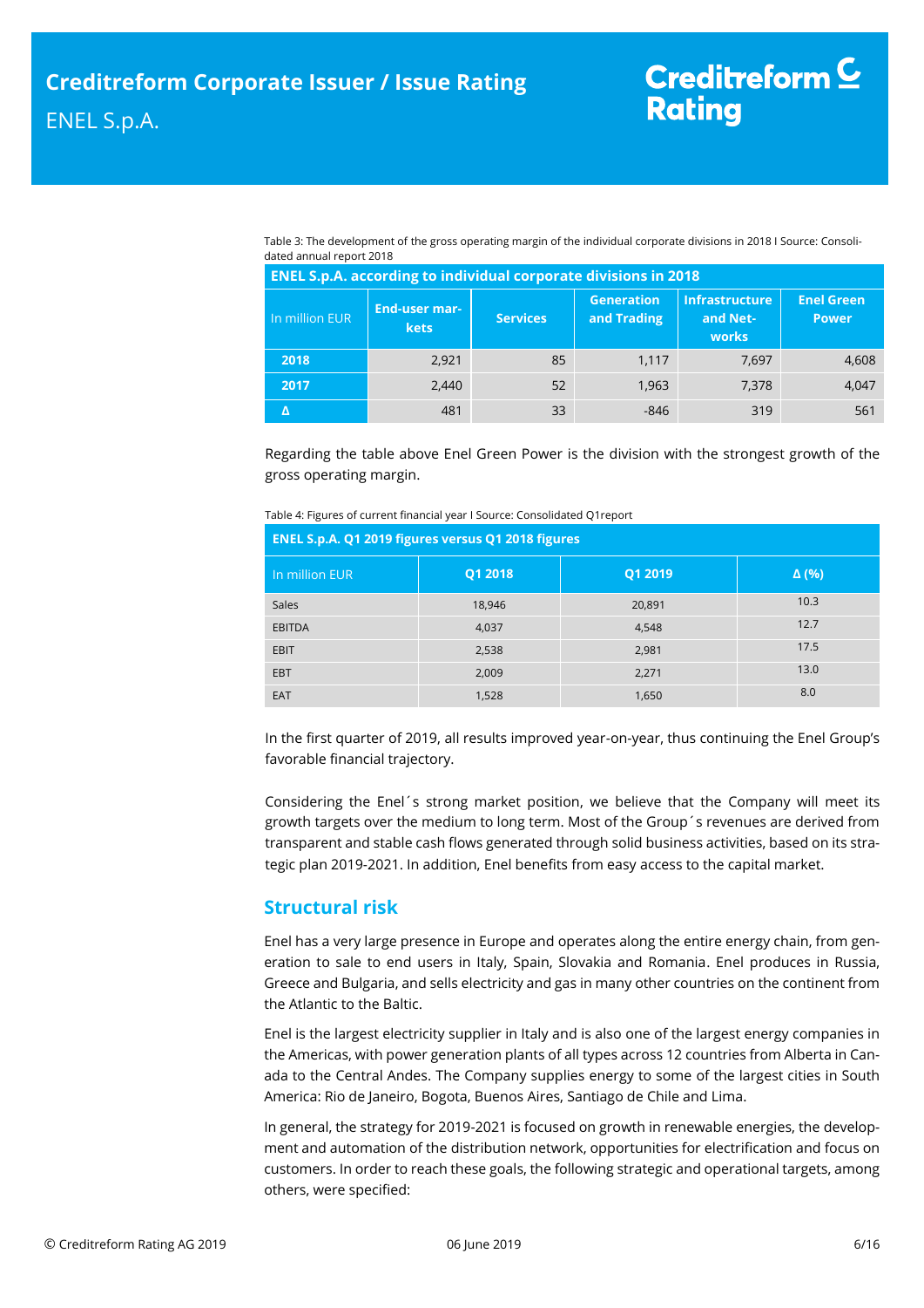Table 3: The development of the gross operating margin of the individual corporate divisions in 2018 I Source: Consolidated annual report 2018

| ENEL S.p.A. according to individual corporate divisions in 2018 | | | | | |
|---|---|---|---|---|---|
| In million EUR | End-user markets | Services | Generation and Trading | Infrastructure and Networks | Enel Green Power |
| 2018 | 2,921 | 85 | 1,117 | 7,697 | 4,608 |
| 2017 | 2,440 | 52 | 1,963 | 7,378 | 4,047 |
| Δ | 481 | 33 | -846 | 319 | 561 |

Regarding the table above Enel Green Power is the division with the strongest growth of the gross operating margin.

Table 4: Figures of current financial year I Source: Consolidated Q1report

| ENEL S.p.A. Q1 2019 figures versus Q1 2018 figures | | | |
|---|---|---|---|
| In million EUR | Q1 2018 | Q1 2019 | Δ (%) |
| Sales | 18,946 | 20,891 | 10.3 |
| EBITDA | 4,037 | 4,548 | 12.7 |
| EBIT | 2,538 | 2,981 | 17.5 |
| EBT | 2,009 | 2,271 | 13.0 |
| EAT | 1,528 | 1,650 | 8.0 |

In the first quarter of 2019, all results improved year-on-year, thus continuing the Enel Group's favorable financial trajectory.

Considering the Enel´s strong market position, we believe that the Company will meet its growth targets over the medium to long term. Most of the Group´s revenues are derived from transparent and stable cash flows generated through solid business activities, based on its strategic plan 2019-2021. In addition, Enel benefits from easy access to the capital market.

## Structural risk

Enel has a very large presence in Europe and operates along the entire energy chain, from generation to sale to end users in Italy, Spain, Slovakia and Romania. Enel produces in Russia, Greece and Bulgaria, and sells electricity and gas in many other countries on the continent from the Atlantic to the Baltic.

Enel is the largest electricity supplier in Italy and is also one of the largest energy companies in the Americas, with power generation plants of all types across 12 countries from Alberta in Canada to the Central Andes. The Company supplies energy to some of the largest cities in South America: Rio de Janeiro, Bogota, Buenos Aires, Santiago de Chile and Lima.

In general, the strategy for 2019-2021 is focused on growth in renewable energies, the development and automation of the distribution network, opportunities for electrification and focus on customers. In order to reach these goals, the following strategic and operational targets, among others, were specified: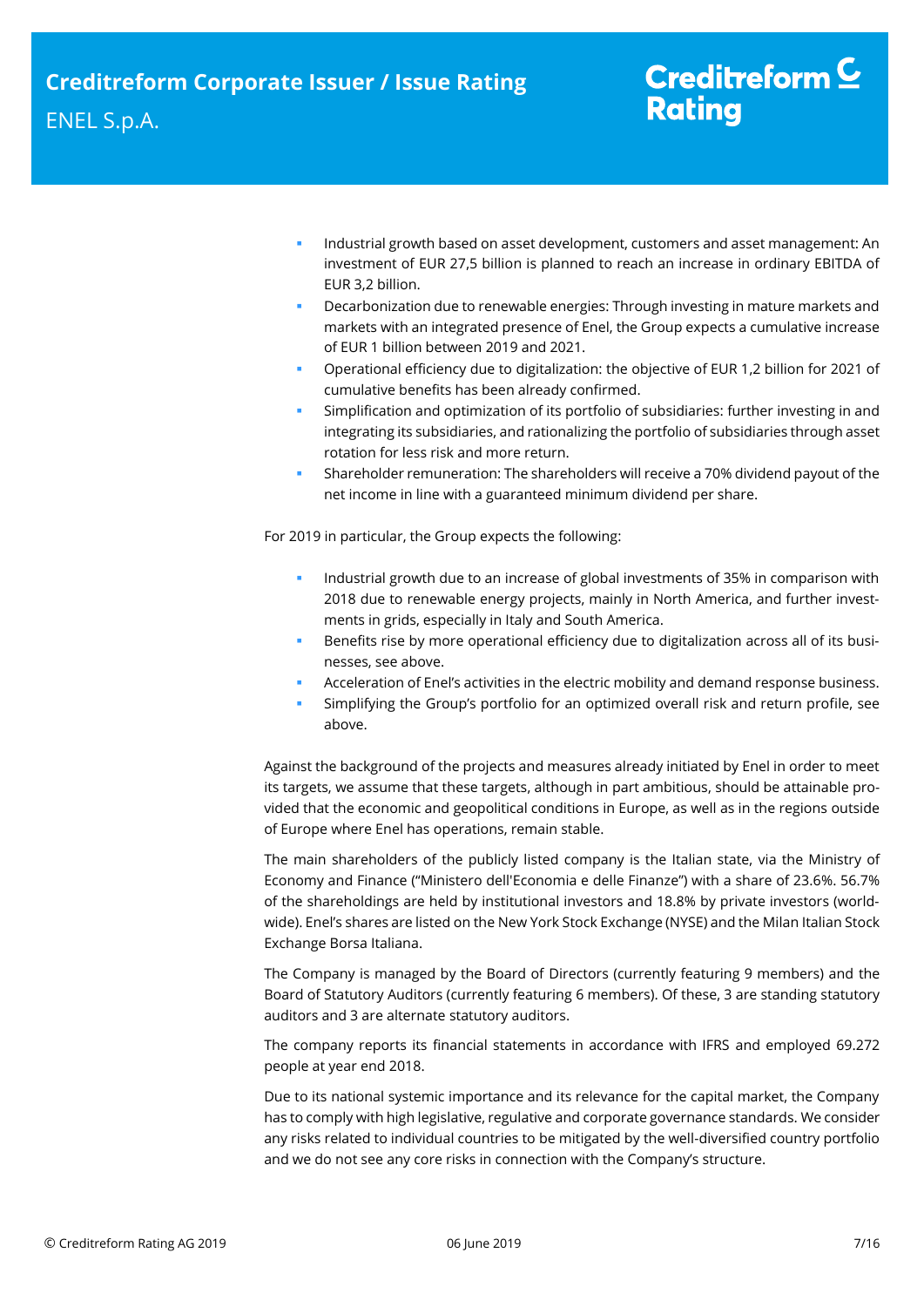- Industrial growth based on asset development, customers and asset management: An investment of EUR 27,5 billion is planned to reach an increase in ordinary EBITDA of EUR 3,2 billion.
- Decarbonization due to renewable energies: Through investing in mature markets and markets with an integrated presence of Enel, the Group expects a cumulative increase of EUR 1 billion between 2019 and 2021.
- Operational efficiency due to digitalization: the objective of EUR 1,2 billion for 2021 of cumulative benefits has been already confirmed.
- Simplification and optimization of its portfolio of subsidiaries: further investing in and integrating its subsidiaries, and rationalizing the portfolio of subsidiaries through asset rotation for less risk and more return.
- Shareholder remuneration: The shareholders will receive a 70% dividend payout of the net income in line with a guaranteed minimum dividend per share.

For 2019 in particular, the Group expects the following:

- Industrial growth due to an increase of global investments of 35% in comparison with 2018 due to renewable energy projects, mainly in North America, and further investments in grids, especially in Italy and South America.
- Benefits rise by more operational efficiency due to digitalization across all of its businesses, see above.
- Acceleration of Enel's activities in the electric mobility and demand response business.
- Simplifying the Group's portfolio for an optimized overall risk and return profile, see above.

Against the background of the projects and measures already initiated by Enel in order to meet its targets, we assume that these targets, although in part ambitious, should be attainable provided that the economic and geopolitical conditions in Europe, as well as in the regions outside of Europe where Enel has operations, remain stable.

The main shareholders of the publicly listed company is the Italian state, via the Ministry of Economy and Finance ("Ministero dell'Economia e delle Finanze") with a share of 23.6%. 56.7% of the shareholdings are held by institutional investors and 18.8% by private investors (worldwide). Enel's shares are listed on the New York Stock Exchange (NYSE) and the Milan Italian Stock Exchange Borsa Italiana.

The Company is managed by the Board of Directors (currently featuring 9 members) and the Board of Statutory Auditors (currently featuring 6 members). Of these, 3 are standing statutory auditors and 3 are alternate statutory auditors.

The company reports its financial statements in accordance with IFRS and employed 69.272 people at year end 2018.

Due to its national systemic importance and its relevance for the capital market, the Company has to comply with high legislative, regulative and corporate governance standards. We consider any risks related to individual countries to be mitigated by the well-diversified country portfolio and we do not see any core risks in connection with the Company's structure.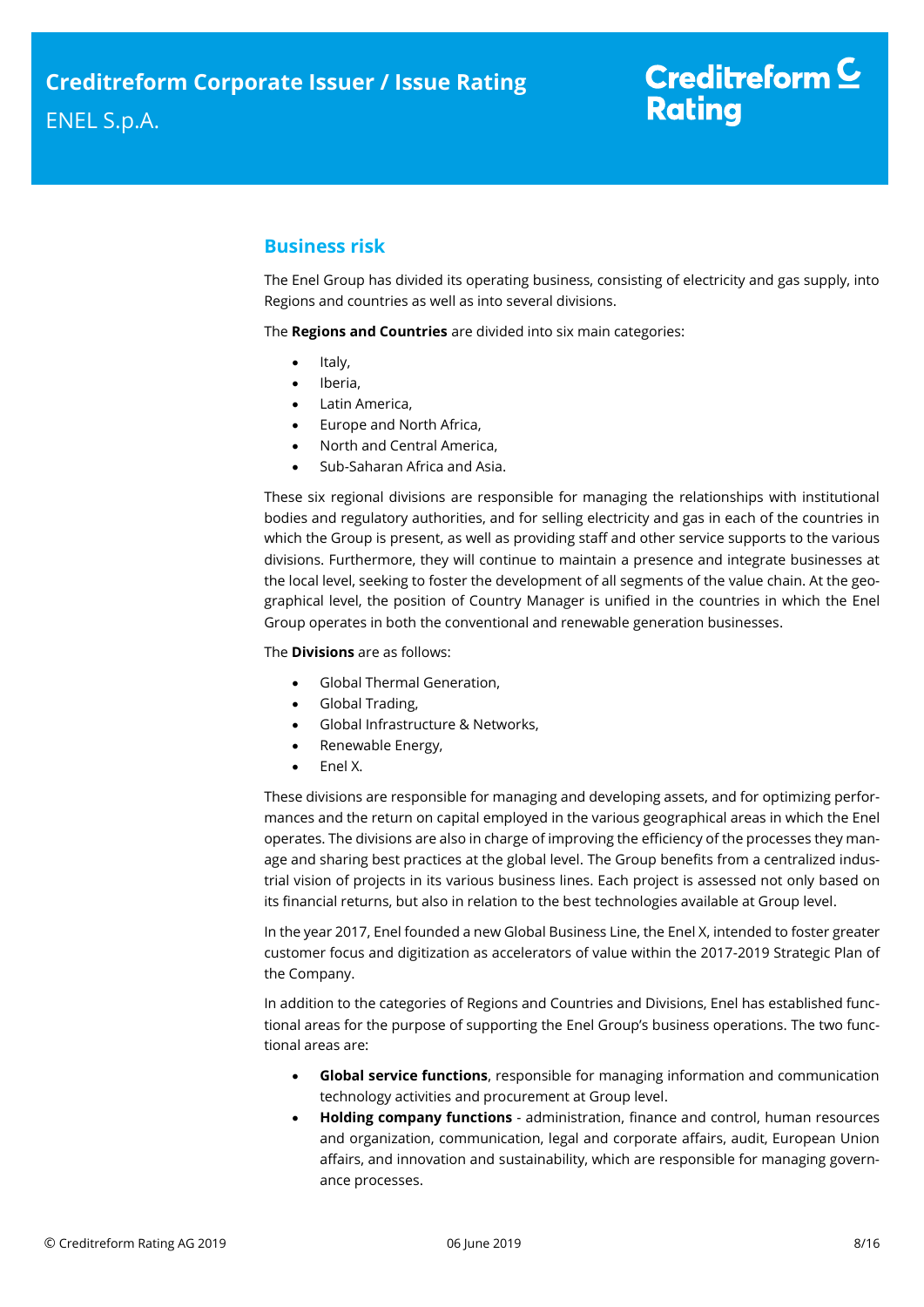## Business risk

The Enel Group has divided its operating business, consisting of electricity and gas supply, into Regions and countries as well as into several divisions.

The **Regions and Countries** are divided into six main categories:

- Italy,
- Iberia,
- Latin America,
- Europe and North Africa,
- North and Central America,
- Sub-Saharan Africa and Asia.

These six regional divisions are responsible for managing the relationships with institutional bodies and regulatory authorities, and for selling electricity and gas in each of the countries in which the Group is present, as well as providing staff and other service supports to the various divisions. Furthermore, they will continue to maintain a presence and integrate businesses at the local level, seeking to foster the development of all segments of the value chain. At the geographical level, the position of Country Manager is unified in the countries in which the Enel Group operates in both the conventional and renewable generation businesses.

The **Divisions** are as follows:

- Global Thermal Generation,
- Global Trading,
- Global Infrastructure & Networks,
- Renewable Energy,
- Enel X.

These divisions are responsible for managing and developing assets, and for optimizing performances and the return on capital employed in the various geographical areas in which the Enel operates. The divisions are also in charge of improving the efficiency of the processes they manage and sharing best practices at the global level. The Group benefits from a centralized industrial vision of projects in its various business lines. Each project is assessed not only based on its financial returns, but also in relation to the best technologies available at Group level.

In the year 2017, Enel founded a new Global Business Line, the Enel X, intended to foster greater customer focus and digitization as accelerators of value within the 2017-2019 Strategic Plan of the Company.

In addition to the categories of Regions and Countries and Divisions, Enel has established functional areas for the purpose of supporting the Enel Group's business operations. The two functional areas are:

- **Global service functions**, responsible for managing information and communication technology activities and procurement at Group level.
- **Holding company functions** - administration, finance and control, human resources and organization, communication, legal and corporate affairs, audit, European Union affairs, and innovation and sustainability, which are responsible for managing governance processes.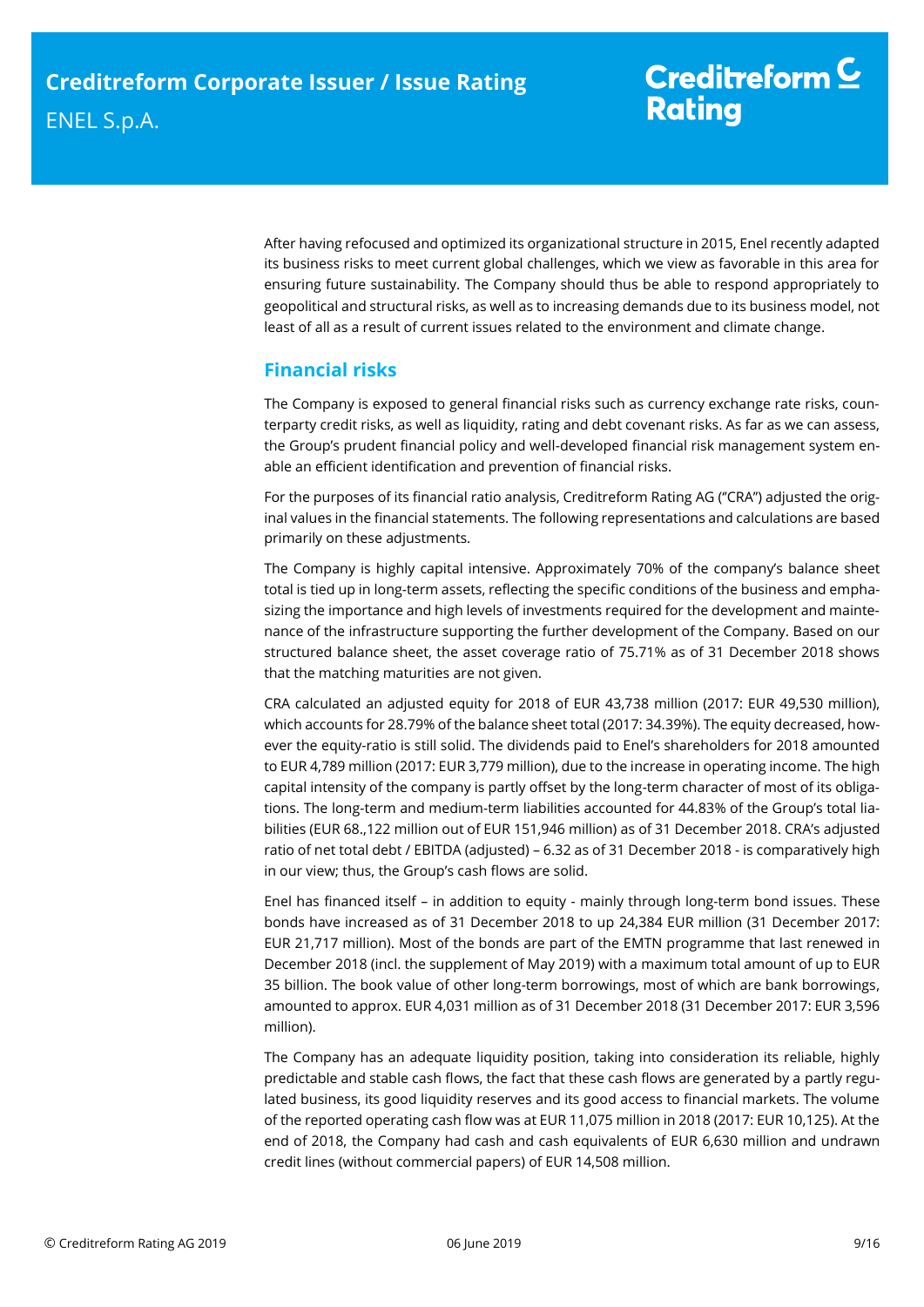After having refocused and optimized its organizational structure in 2015, Enel recently adapted its business risks to meet current global challenges, which we view as favorable in this area for ensuring future sustainability. The Company should thus be able to respond appropriately to geopolitical and structural risks, as well as to increasing demands due to its business model, not least of all as a result of current issues related to the environment and climate change.

## Financial risks

The Company is exposed to general financial risks such as currency exchange rate risks, counterparty credit risks, as well as liquidity, rating and debt covenant risks. As far as we can assess, the Group's prudent financial policy and well-developed financial risk management system enable an efficient identification and prevention of financial risks.

For the purposes of its financial ratio analysis, Creditreform Rating AG ("CRA") adjusted the original values in the financial statements. The following representations and calculations are based primarily on these adjustments.

The Company is highly capital intensive. Approximately 70% of the company's balance sheet total is tied up in long-term assets, reflecting the specific conditions of the business and emphasizing the importance and high levels of investments required for the development and maintenance of the infrastructure supporting the further development of the Company. Based on our structured balance sheet, the asset coverage ratio of 75.71% as of 31 December 2018 shows that the matching maturities are not given.

CRA calculated an adjusted equity for 2018 of EUR 43,738 million (2017: EUR 49,530 million), which accounts for 28.79% of the balance sheet total (2017: 34.39%). The equity decreased, however the equity-ratio is still solid. The dividends paid to Enel's shareholders for 2018 amounted to EUR 4,789 million (2017: EUR 3,779 million), due to the increase in operating income. The high capital intensity of the company is partly offset by the long-term character of most of its obligations. The long-term and medium-term liabilities accounted for 44.83% of the Group's total liabilities (EUR 68.,122 million out of EUR 151,946 million) as of 31 December 2018. CRA's adjusted ratio of net total debt / EBITDA (adjusted) – 6.32 as of 31 December 2018 - is comparatively high in our view; thus, the Group's cash flows are solid.

Enel has financed itself – in addition to equity - mainly through long-term bond issues. These bonds have increased as of 31 December 2018 to up 24,384 EUR million (31 December 2017: EUR 21,717 million). Most of the bonds are part of the EMTN programme that last renewed in December 2018 (incl. the supplement of May 2019) with a maximum total amount of up to EUR 35 billion. The book value of other long-term borrowings, most of which are bank borrowings, amounted to approx. EUR 4,031 million as of 31 December 2018 (31 December 2017: EUR 3,596 million).

The Company has an adequate liquidity position, taking into consideration its reliable, highly predictable and stable cash flows, the fact that these cash flows are generated by a partly regulated business, its good liquidity reserves and its good access to financial markets. The volume of the reported operating cash flow was at EUR 11,075 million in 2018 (2017: EUR 10,125). At the end of 2018, the Company had cash and cash equivalents of EUR 6,630 million and undrawn credit lines (without commercial papers) of EUR 14,508 million.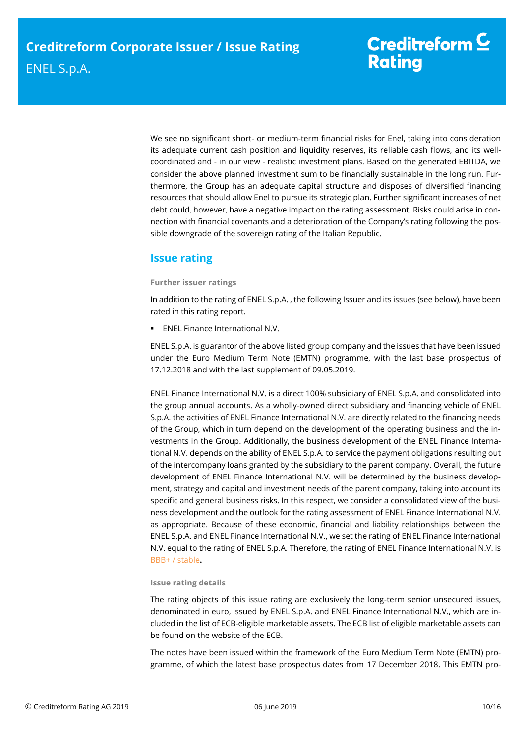We see no significant short- or medium-term financial risks for Enel, taking into consideration its adequate current cash position and liquidity reserves, its reliable cash flows, and its well-coordinated and - in our view - realistic investment plans. Based on the generated EBITDA, we consider the above planned investment sum to be financially sustainable in the long run. Furthermore, the Group has an adequate capital structure and disposes of diversified financing resources that should allow Enel to pursue its strategic plan. Further significant increases of net debt could, however, have a negative impact on the rating assessment. Risks could arise in connection with financial covenants and a deterioration of the Company's rating following the possible downgrade of the sovereign rating of the Italian Republic.

## Issue rating

#### Further issuer ratings

In addition to the rating of ENEL S.p.A. , the following Issuer and its issues (see below), have been rated in this rating report.

- ENEL Finance International N.V.

ENEL S.p.A. is guarantor of the above listed group company and the issues that have been issued under the Euro Medium Term Note (EMTN) programme, with the last base prospectus of 17.12.2018 and with the last supplement of 09.05.2019.

ENEL Finance International N.V. is a direct 100% subsidiary of ENEL S.p.A. and consolidated into the group annual accounts. As a wholly-owned direct subsidiary and financing vehicle of ENEL S.p.A. the activities of ENEL Finance International N.V. are directly related to the financing needs of the Group, which in turn depend on the development of the operating business and the investments in the Group. Additionally, the business development of the ENEL Finance International N.V. depends on the ability of ENEL S.p.A. to service the payment obligations resulting out of the intercompany loans granted by the subsidiary to the parent company. Overall, the future development of ENEL Finance International N.V. will be determined by the business development, strategy and capital and investment needs of the parent company, taking into account its specific and general business risks. In this respect, we consider a consolidated view of the business development and the outlook for the rating assessment of ENEL Finance International N.V. as appropriate. Because of these economic, financial and liability relationships between the ENEL S.p.A. and ENEL Finance International N.V., we set the rating of ENEL Finance International N.V. equal to the rating of ENEL S.p.A. Therefore, the rating of ENEL Finance International N.V. is BBB+ / stable.

#### Issue rating details

The rating objects of this issue rating are exclusively the long-term senior unsecured issues, denominated in euro, issued by ENEL S.p.A. and ENEL Finance International N.V., which are included in the list of ECB-eligible marketable assets. The ECB list of eligible marketable assets can be found on the website of the ECB.

The notes have been issued within the framework of the Euro Medium Term Note (EMTN) programme, of which the latest base prospectus dates from 17 December 2018. This EMTN pro-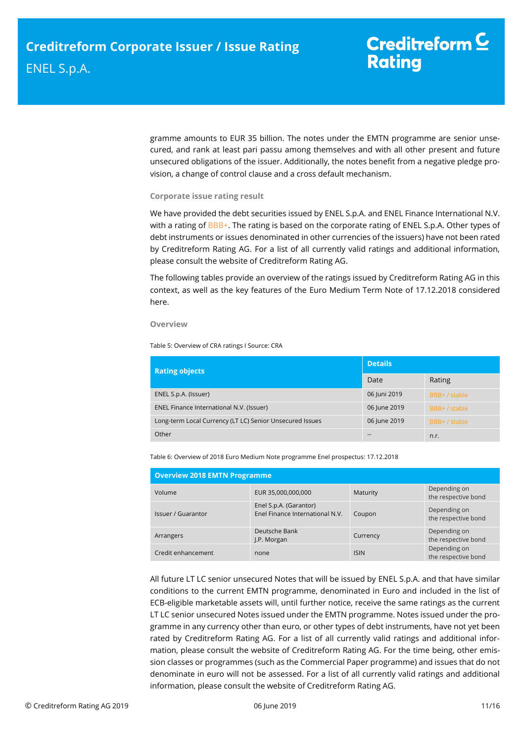gramme amounts to EUR 35 billion. The notes under the EMTN programme are senior unsecured, and rank at least pari passu among themselves and with all other present and future unsecured obligations of the issuer. Additionally, the notes benefit from a negative pledge provision, a change of control clause and a cross default mechanism.

### Corporate issue rating result

We have provided the debt securities issued by ENEL S.p.A. and ENEL Finance International N.V. with a rating of BBB+. The rating is based on the corporate rating of ENEL S.p.A. Other types of debt instruments or issues denominated in other currencies of the issuers) have not been rated by Creditreform Rating AG. For a list of all currently valid ratings and additional information, please consult the website of Creditreform Rating AG.

The following tables provide an overview of the ratings issued by Creditreform Rating AG in this context, as well as the key features of the Euro Medium Term Note of 17.12.2018 considered here.

### Overview

Table 5: Overview of CRA ratings I Source: CRA

| Rating objects | Details | |
|---|---|---|
| | Date | Rating |
| ENEL S.p.A. (Issuer) | 06 Juni 2019 | BBB+ / stable |
| ENEL Finance International N.V. (Issuer) | 06 June 2019 | BBB+ / stable |
| Long-term Local Currency (LT LC) Senior Unsecured Issues | 06 June 2019 | BBB+ / stable |
| Other | -- | n.r. |

Table 6: Overview of 2018 Euro Medium Note programme Enel prospectus: 17.12.2018

| Overview 2018 EMTN Programme | | | |
|---|---|---|---|
| Volume | EUR 35,000,000,000 | Maturity | Depending on the respective bond |
| Issuer / Guarantor | Enel S.p.A. (Garantor) Enel Finance International N.V. | Coupon | Depending on the respective bond |
| Arrangers | Deutsche Bank J.P. Morgan | Currency | Depending on the respective bond |
| Credit enhancement | none | ISIN | Depending on the respective bond |

All future LT LC senior unsecured Notes that will be issued by ENEL S.p.A. and that have similar conditions to the current EMTN programme, denominated in Euro and included in the list of ECB-eligible marketable assets will, until further notice, receive the same ratings as the current LT LC senior unsecured Notes issued under the EMTN programme. Notes issued under the programme in any currency other than euro, or other types of debt instruments, have not yet been rated by Creditreform Rating AG. For a list of all currently valid ratings and additional information, please consult the website of Creditreform Rating AG. For the time being, other emission classes or programmes (such as the Commercial Paper programme) and issues that do not denominate in euro will not be assessed. For a list of all currently valid ratings and additional information, please consult the website of Creditreform Rating AG.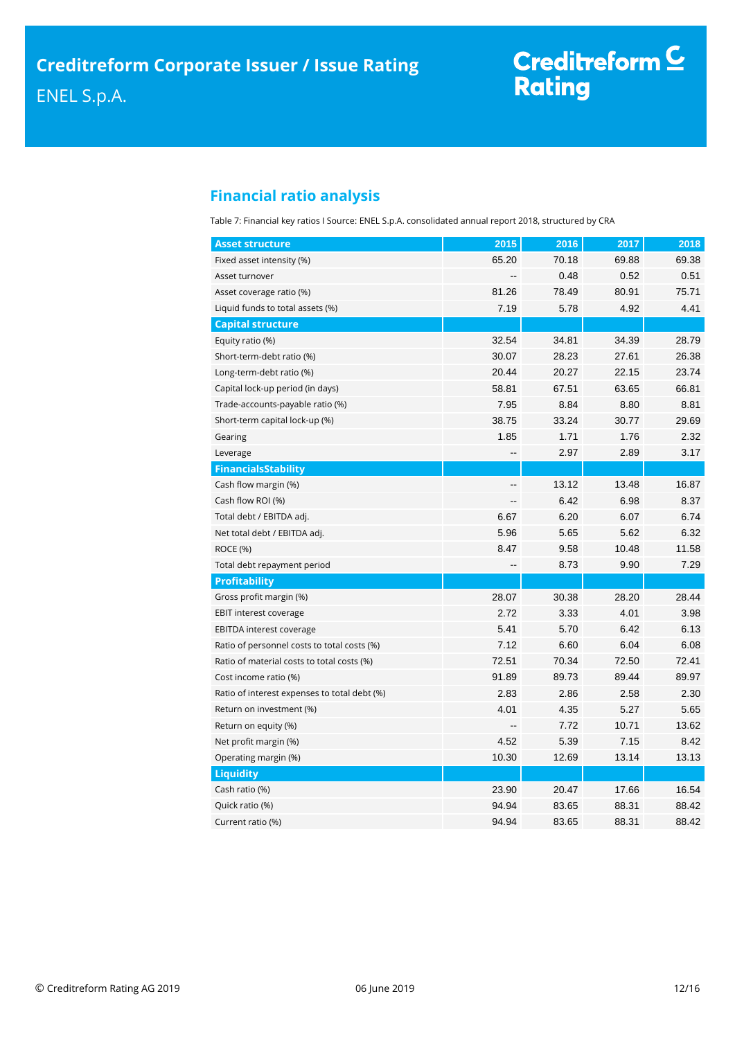## Financial ratio analysis

Table 7: Financial key ratios I Source: ENEL S.p.A. consolidated annual report 2018, structured by CRA

| Asset structure | 2015 | 2016 | 2017 | 2018 |
|---|---|---|---|---|
| Fixed asset intensity (%) | 65.20 | 70.18 | 69.88 | 69.38 |
| Asset turnover | -- | 0.48 | 0.52 | 0.51 |
| Asset coverage ratio (%) | 81.26 | 78.49 | 80.91 | 75.71 |
| Liquid funds to total assets (%) | 7.19 | 5.78 | 4.92 | 4.41 |
| **Capital structure** | | | | |
| Equity ratio (%) | 32.54 | 34.81 | 34.39 | 28.79 |
| Short-term-debt ratio (%) | 30.07 | 28.23 | 27.61 | 26.38 |
| Long-term-debt ratio (%) | 20.44 | 20.27 | 22.15 | 23.74 |
| Capital lock-up period (in days) | 58.81 | 67.51 | 63.65 | 66.81 |
| Trade-accounts-payable ratio (%) | 7.95 | 8.84 | 8.80 | 8.81 |
| Short-term capital lock-up (%) | 38.75 | 33.24 | 30.77 | 29.69 |
| Gearing | 1.85 | 1.71 | 1.76 | 2.32 |
| Leverage | -- | 2.97 | 2.89 | 3.17 |
| **FinancialsStability** | | | | |
| Cash flow margin (%) | -- | 13.12 | 13.48 | 16.87 |
| Cash flow ROI (%) | -- | 6.42 | 6.98 | 8.37 |
| Total debt / EBITDA adj. | 6.67 | 6.20 | 6.07 | 6.74 |
| Net total debt / EBITDA adj. | 5.96 | 5.65 | 5.62 | 6.32 |
| ROCE (%) | 8.47 | 9.58 | 10.48 | 11.58 |
| Total debt repayment period | -- | 8.73 | 9.90 | 7.29 |
| **Profitability** | | | | |
| Gross profit margin (%) | 28.07 | 30.38 | 28.20 | 28.44 |
| EBIT interest coverage | 2.72 | 3.33 | 4.01 | 3.98 |
| EBITDA interest coverage | 5.41 | 5.70 | 6.42 | 6.13 |
| Ratio of personnel costs to total costs (%) | 7.12 | 6.60 | 6.04 | 6.08 |
| Ratio of material costs to total costs (%) | 72.51 | 70.34 | 72.50 | 72.41 |
| Cost income ratio (%) | 91.89 | 89.73 | 89.44 | 89.97 |
| Ratio of interest expenses to total debt (%) | 2.83 | 2.86 | 2.58 | 2.30 |
| Return on investment (%) | 4.01 | 4.35 | 5.27 | 5.65 |
| Return on equity (%) | -- | 7.72 | 10.71 | 13.62 |
| Net profit margin (%) | 4.52 | 5.39 | 7.15 | 8.42 |
| Operating margin (%) | 10.30 | 12.69 | 13.14 | 13.13 |
| **Liquidity** | | | | |
| Cash ratio (%) | 23.90 | 20.47 | 17.66 | 16.54 |
| Quick ratio (%) | 94.94 | 83.65 | 88.31 | 88.42 |
| Current ratio (%) | 94.94 | 83.65 | 88.31 | 88.42 |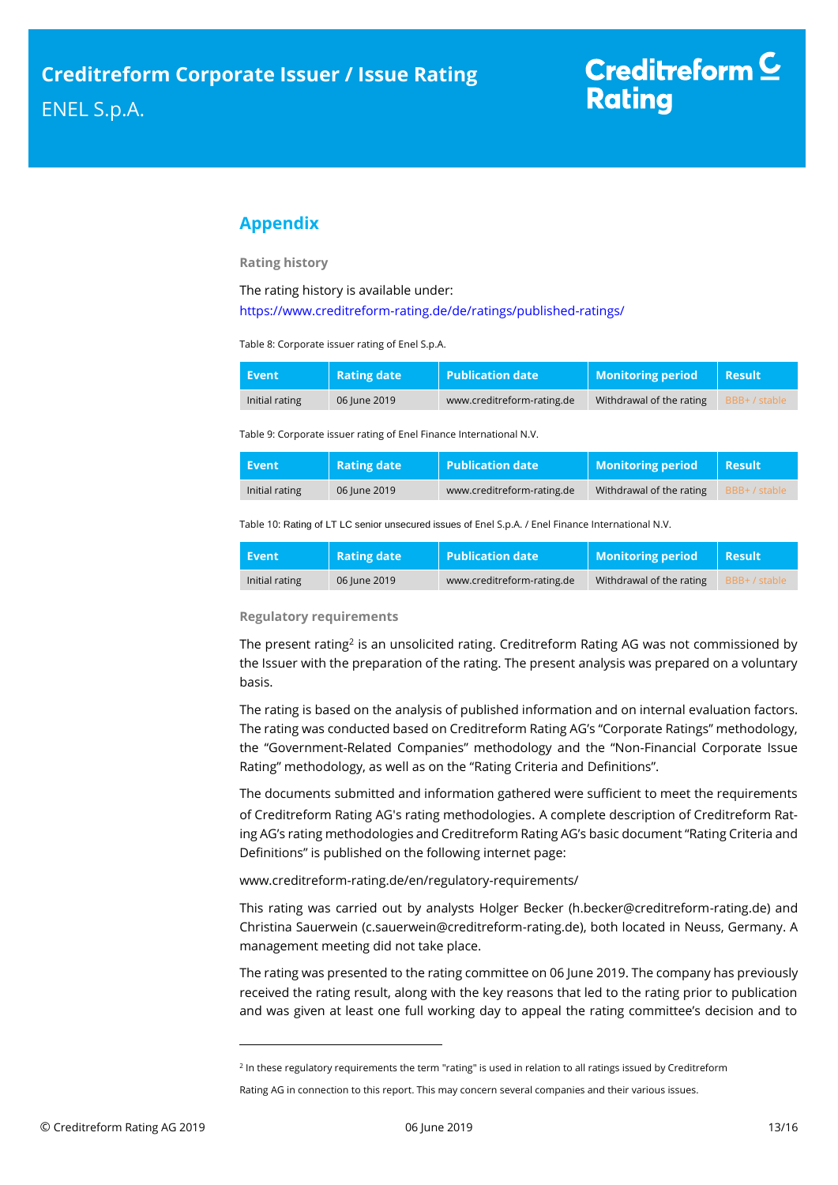## Appendix

### Rating history

The rating history is available under:
https://www.creditreform-rating.de/de/ratings/published-ratings/

Table 8: Corporate issuer rating of Enel S.p.A.

| Event | Rating date | Publication date | Monitoring period | Result |
|---|---|---|---|---|
| Initial rating | 06 June 2019 | www.creditreform-rating.de | Withdrawal of the rating | BBB+ / stable |

Table 9: Corporate issuer rating of Enel Finance International N.V.

| Event | Rating date | Publication date | Monitoring period | Result |
|---|---|---|---|---|
| Initial rating | 06 June 2019 | www.creditreform-rating.de | Withdrawal of the rating | BBB+ / stable |

Table 10: Rating of LT LC senior unsecured issues of Enel S.p.A. / Enel Finance International N.V.

| Event | Rating date | Publication date | Monitoring period | Result |
|---|---|---|---|---|
| Initial rating | 06 June 2019 | www.creditreform-rating.de | Withdrawal of the rating | BBB+ / stable |

### Regulatory requirements

The present rating[2] is an unsolicited rating. Creditreform Rating AG was not commissioned by the Issuer with the preparation of the rating. The present analysis was prepared on a voluntary basis.

The rating is based on the analysis of published information and on internal evaluation factors. The rating was conducted based on Creditreform Rating AG's "Corporate Ratings" methodology, the "Government-Related Companies" methodology and the "Non-Financial Corporate Issue Rating" methodology, as well as on the "Rating Criteria and Definitions".

The documents submitted and information gathered were sufficient to meet the requirements of Creditreform Rating AG's rating methodologies. A complete description of Creditreform Rating AG's rating methodologies and Creditreform Rating AG's basic document "Rating Criteria and Definitions" is published on the following internet page:

www.creditreform-rating.de/en/regulatory-requirements/

This rating was carried out by analysts Holger Becker (h.becker@creditreform-rating.de) and Christina Sauerwein (c.sauerwein@creditreform-rating.de), both located in Neuss, Germany. A management meeting did not take place.

The rating was presented to the rating committee on 06 June 2019. The company has previously received the rating result, along with the key reasons that led to the rating prior to publication and was given at least one full working day to appeal the rating committee's decision and to

---

[2] In these regulatory requirements the term "rating" is used in relation to all ratings issued by Creditreform Rating AG in connection to this report. This may concern several companies and their various issues.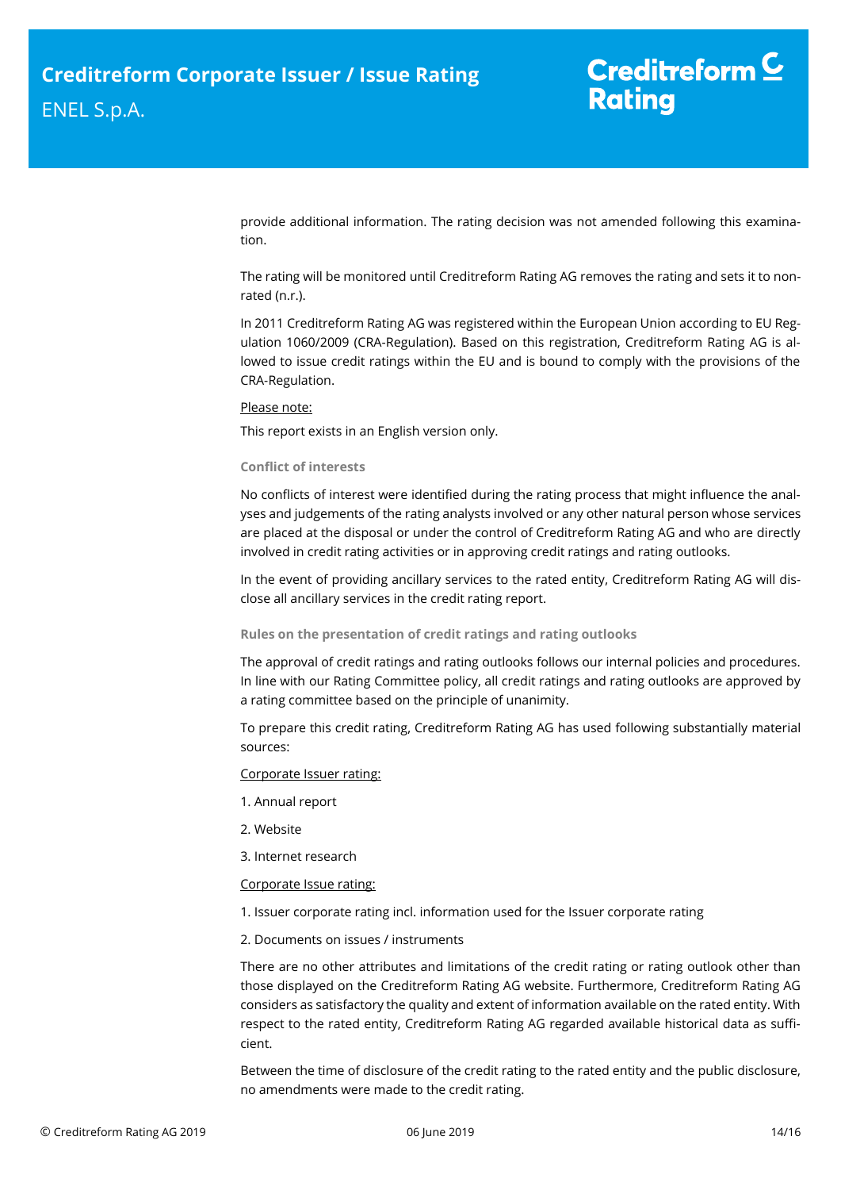provide additional information. The rating decision was not amended following this examination.

The rating will be monitored until Creditreform Rating AG removes the rating and sets it to non-rated (n.r.).

In 2011 Creditreform Rating AG was registered within the European Union according to EU Regulation 1060/2009 (CRA-Regulation). Based on this registration, Creditreform Rating AG is allowed to issue credit ratings within the EU and is bound to comply with the provisions of the CRA-Regulation.

Please note:

This report exists in an English version only.

#### Conflict of interests

No conflicts of interest were identified during the rating process that might influence the analyses and judgements of the rating analysts involved or any other natural person whose services are placed at the disposal or under the control of Creditreform Rating AG and who are directly involved in credit rating activities or in approving credit ratings and rating outlooks.

In the event of providing ancillary services to the rated entity, Creditreform Rating AG will disclose all ancillary services in the credit rating report.

#### Rules on the presentation of credit ratings and rating outlooks

The approval of credit ratings and rating outlooks follows our internal policies and procedures. In line with our Rating Committee policy, all credit ratings and rating outlooks are approved by a rating committee based on the principle of unanimity.

To prepare this credit rating, Creditreform Rating AG has used following substantially material sources:

Corporate Issuer rating:

1. Annual report
2. Website
3. Internet research

Corporate Issue rating:

1. Issuer corporate rating incl. information used for the Issuer corporate rating
2. Documents on issues / instruments

There are no other attributes and limitations of the credit rating or rating outlook other than those displayed on the Creditreform Rating AG website. Furthermore, Creditreform Rating AG considers as satisfactory the quality and extent of information available on the rated entity. With respect to the rated entity, Creditreform Rating AG regarded available historical data as sufficient.

Between the time of disclosure of the credit rating to the rated entity and the public disclosure, no amendments were made to the credit rating.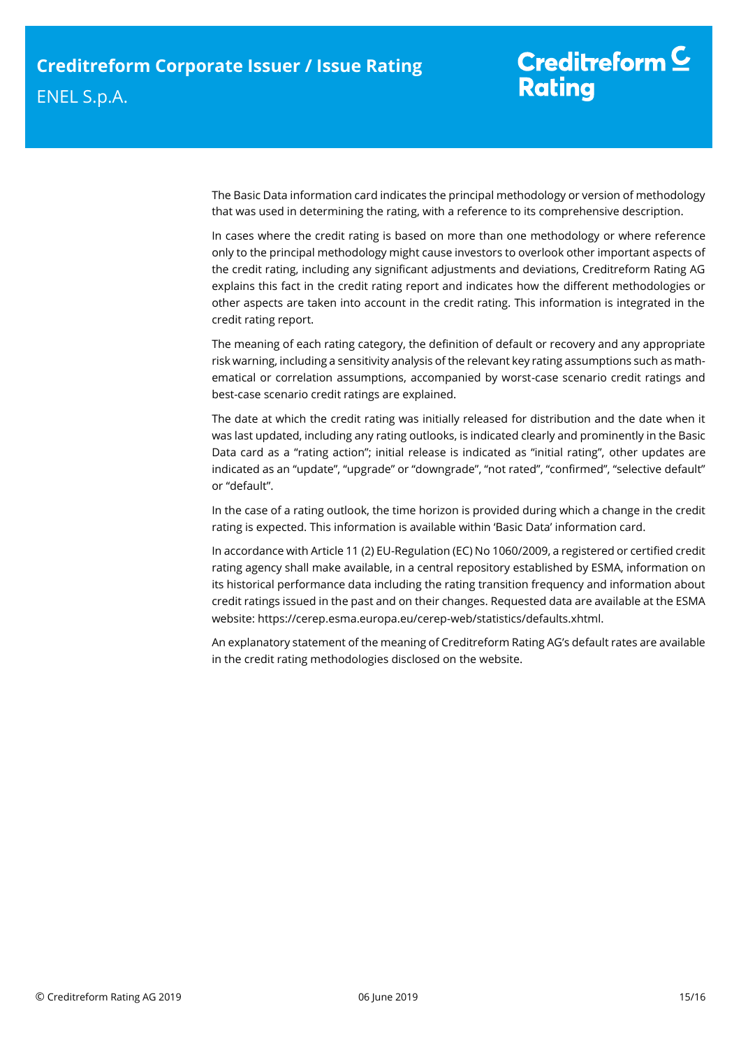The Basic Data information card indicates the principal methodology or version of methodology that was used in determining the rating, with a reference to its comprehensive description.

In cases where the credit rating is based on more than one methodology or where reference only to the principal methodology might cause investors to overlook other important aspects of the credit rating, including any significant adjustments and deviations, Creditreform Rating AG explains this fact in the credit rating report and indicates how the different methodologies or other aspects are taken into account in the credit rating. This information is integrated in the credit rating report.

The meaning of each rating category, the definition of default or recovery and any appropriate risk warning, including a sensitivity analysis of the relevant key rating assumptions such as mathematical or correlation assumptions, accompanied by worst-case scenario credit ratings and best-case scenario credit ratings are explained.

The date at which the credit rating was initially released for distribution and the date when it was last updated, including any rating outlooks, is indicated clearly and prominently in the Basic Data card as a "rating action"; initial release is indicated as "initial rating", other updates are indicated as an "update", "upgrade" or "downgrade", "not rated", "confirmed", "selective default" or "default".

In the case of a rating outlook, the time horizon is provided during which a change in the credit rating is expected. This information is available within 'Basic Data' information card.

In accordance with Article 11 (2) EU-Regulation (EC) No 1060/2009, a registered or certified credit rating agency shall make available, in a central repository established by ESMA, information on its historical performance data including the rating transition frequency and information about credit ratings issued in the past and on their changes. Requested data are available at the ESMA website: https://cerep.esma.europa.eu/cerep-web/statistics/defaults.xhtml.

An explanatory statement of the meaning of Creditreform Rating AG's default rates are available in the credit rating methodologies disclosed on the website.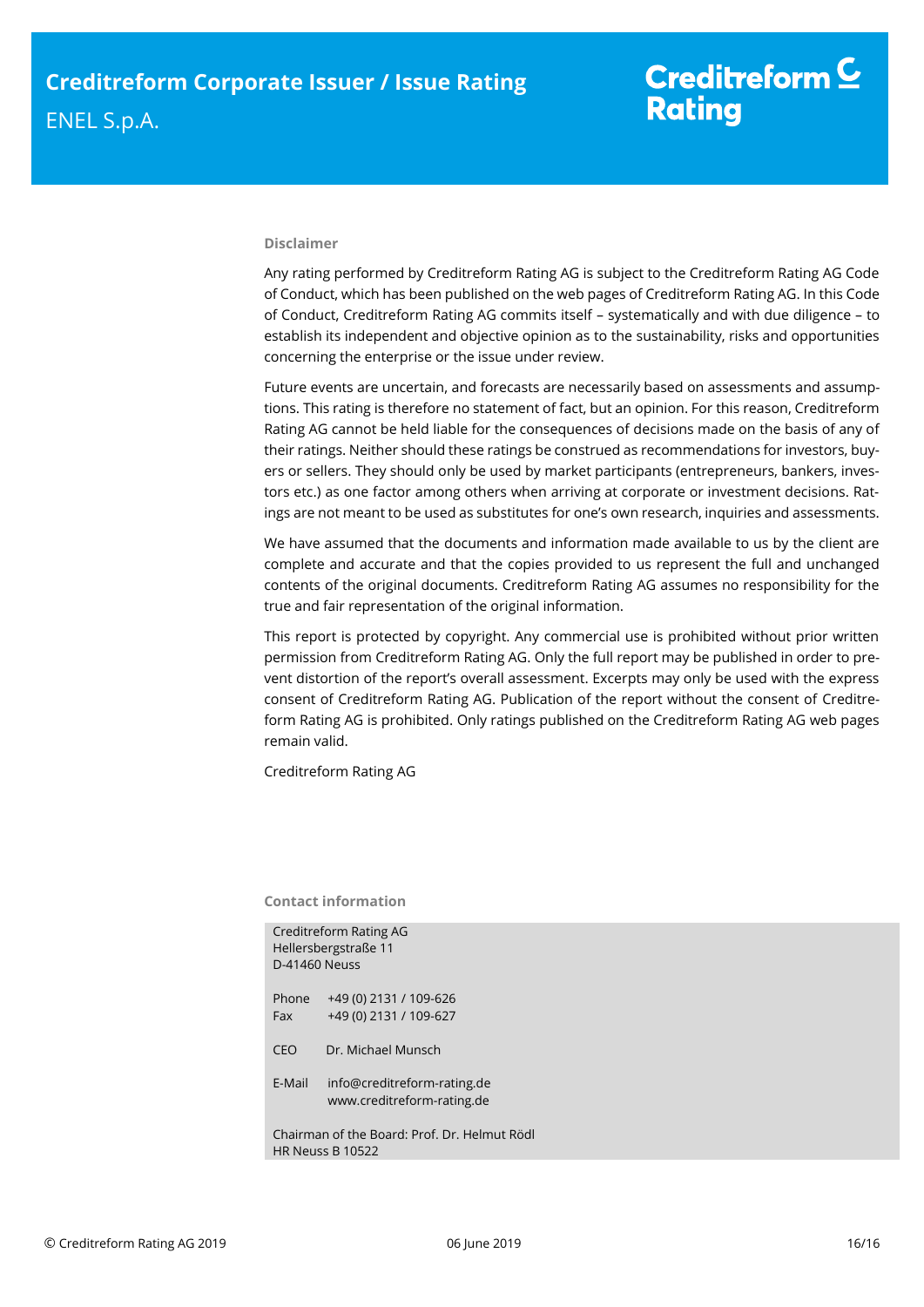#### Disclaimer

Any rating performed by Creditreform Rating AG is subject to the Creditreform Rating AG Code of Conduct, which has been published on the web pages of Creditreform Rating AG. In this Code of Conduct, Creditreform Rating AG commits itself – systematically and with due diligence – to establish its independent and objective opinion as to the sustainability, risks and opportunities concerning the enterprise or the issue under review.

Future events are uncertain, and forecasts are necessarily based on assessments and assumptions. This rating is therefore no statement of fact, but an opinion. For this reason, Creditreform Rating AG cannot be held liable for the consequences of decisions made on the basis of any of their ratings. Neither should these ratings be construed as recommendations for investors, buyers or sellers. They should only be used by market participants (entrepreneurs, bankers, investors etc.) as one factor among others when arriving at corporate or investment decisions. Ratings are not meant to be used as substitutes for one's own research, inquiries and assessments.

We have assumed that the documents and information made available to us by the client are complete and accurate and that the copies provided to us represent the full and unchanged contents of the original documents. Creditreform Rating AG assumes no responsibility for the true and fair representation of the original information.

This report is protected by copyright. Any commercial use is prohibited without prior written permission from Creditreform Rating AG. Only the full report may be published in order to prevent distortion of the report's overall assessment. Excerpts may only be used with the express consent of Creditreform Rating AG. Publication of the report without the consent of Creditreform Rating AG is prohibited. Only ratings published on the Creditreform Rating AG web pages remain valid.

Creditreform Rating AG

#### Contact information

Creditreform Rating AG
Hellersbergstraße 11
D-41460 Neuss

Phone +49 (0) 2131 / 109-626
Fax +49 (0) 2131 / 109-627

CEO Dr. Michael Munsch

E-Mail info@creditreform-rating.de
www.creditreform-rating.de

Chairman of the Board: Prof. Dr. Helmut Rödl
HR Neuss B 10522